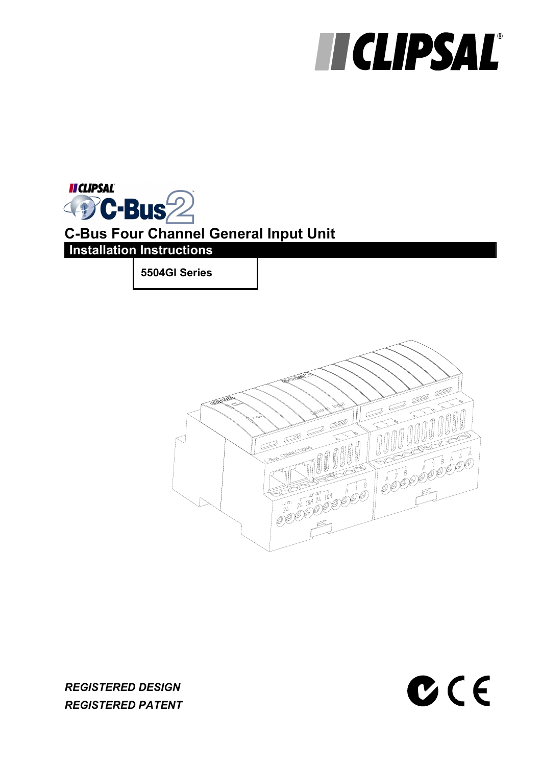# C-Bus Four Channel General Input Unit

## Installation Instructions

**5504GI Series**

***REGISTERED DESIGN***

***REGISTERED PATENT***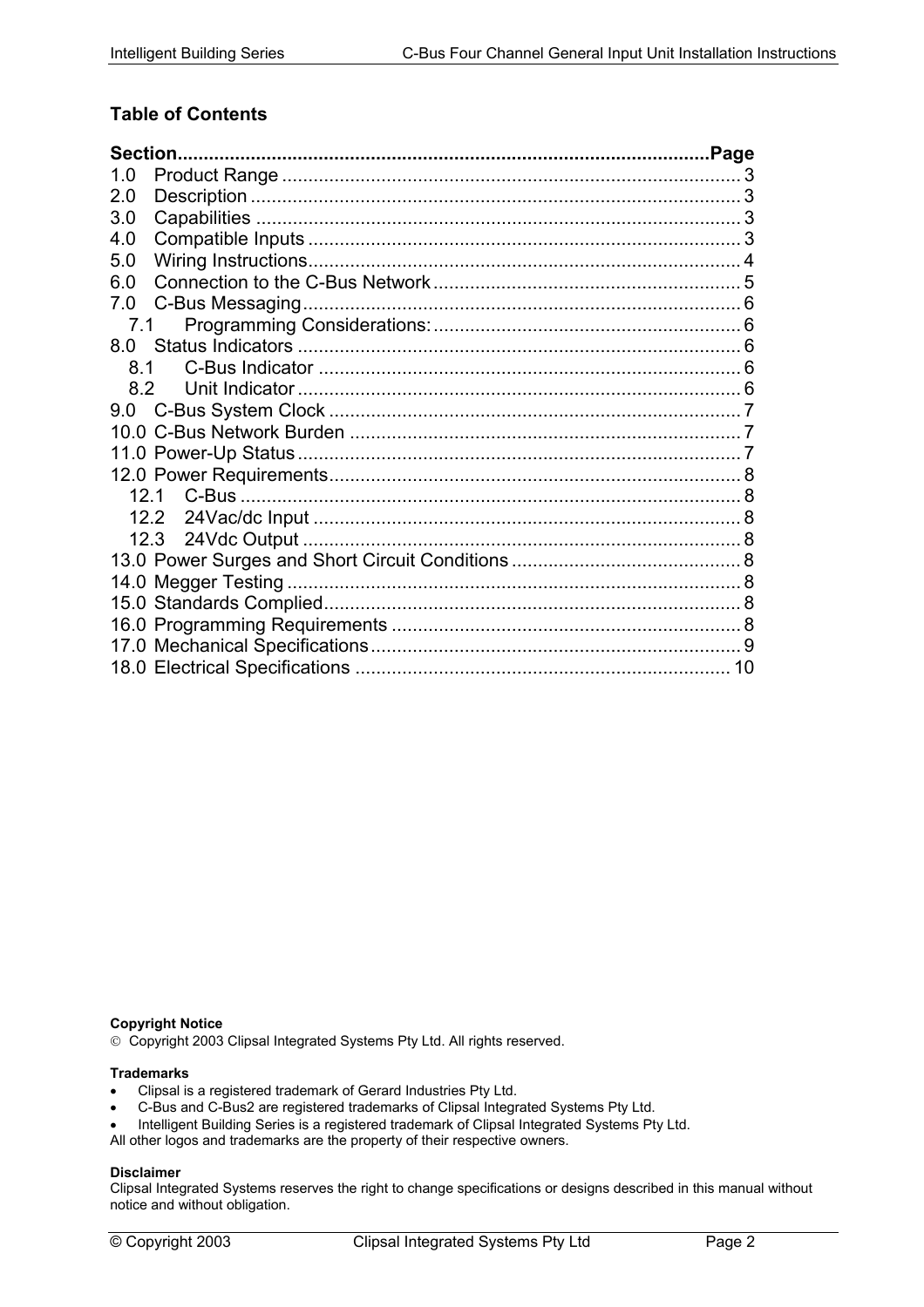## Table of Contents

| Section | Page |
|---|---|
| 1.0 Product Range | 3 |
| 2.0 Description | 3 |
| 3.0 Capabilities | 3 |
| 4.0 Compatible Inputs | 3 |
| 5.0 Wiring Instructions | 4 |
| 6.0 Connection to the C-Bus Network | 5 |
| 7.0 C-Bus Messaging | 6 |
| 7.1 Programming Considerations: | 6 |
| 8.0 Status Indicators | 6 |
| 8.1 C-Bus Indicator | 6 |
| 8.2 Unit Indicator | 6 |
| 9.0 C-Bus System Clock | 7 |
| 10.0 C-Bus Network Burden | 7 |
| 11.0 Power-Up Status | 7 |
| 12.0 Power Requirements | 8 |
| 12.1 C-Bus | 8 |
| 12.2 24Vac/dc Input | 8 |
| 12.3 24Vdc Output | 8 |
| 13.0 Power Surges and Short Circuit Conditions | 8 |
| 14.0 Megger Testing | 8 |
| 15.0 Standards Complied | 8 |
| 16.0 Programming Requirements | 8 |
| 17.0 Mechanical Specifications | 9 |
| 18.0 Electrical Specifications | 10 |

**Copyright Notice**

© Copyright 2003 Clipsal Integrated Systems Pty Ltd. All rights reserved.

**Trademarks**

- Clipsal is a registered trademark of Gerard Industries Pty Ltd.
- C-Bus and C-Bus2 are registered trademarks of Clipsal Integrated Systems Pty Ltd.
- Intelligent Building Series is a registered trademark of Clipsal Integrated Systems Pty Ltd.

All other logos and trademarks are the property of their respective owners.

**Disclaimer**

Clipsal Integrated Systems reserves the right to change specifications or designs described in this manual without notice and without obligation.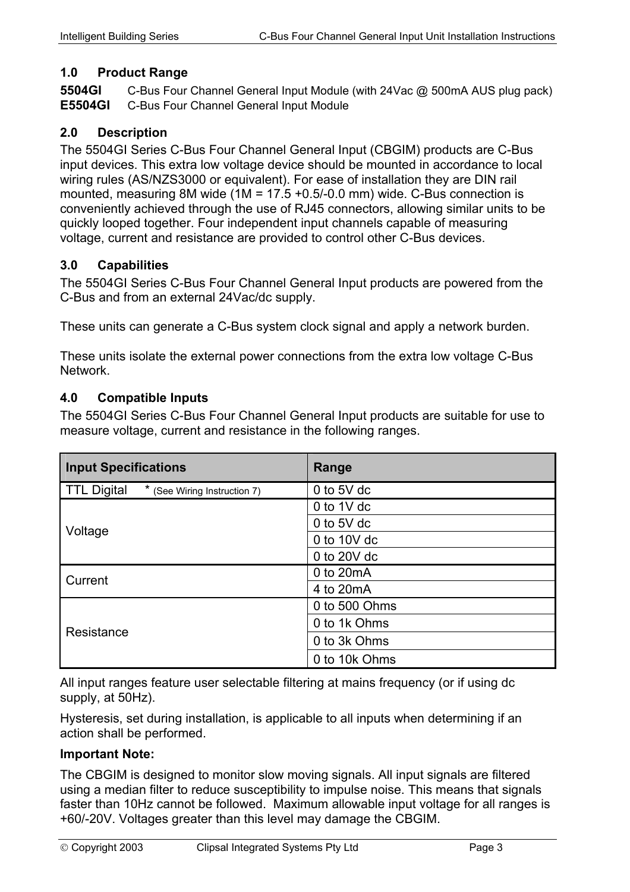## 1.0 Product Range

**5504GI** C-Bus Four Channel General Input Module (with 24Vac @ 500mA AUS plug pack)
**E5504GI** C-Bus Four Channel General Input Module

## 2.0 Description

The 5504GI Series C-Bus Four Channel General Input (CBGIM) products are C-Bus input devices. This extra low voltage device should be mounted in accordance to local wiring rules (AS/NZS3000 or equivalent). For ease of installation they are DIN rail mounted, measuring 8M wide (1M = 17.5 +0.5/-0.0 mm) wide. C-Bus connection is conveniently achieved through the use of RJ45 connectors, allowing similar units to be quickly looped together. Four independent input channels capable of measuring voltage, current and resistance are provided to control other C-Bus devices.

## 3.0 Capabilities

The 5504GI Series C-Bus Four Channel General Input products are powered from the C-Bus and from an external 24Vac/dc supply.

These units can generate a C-Bus system clock signal and apply a network burden.

These units isolate the external power connections from the extra low voltage C-Bus Network.

## 4.0 Compatible Inputs

The 5504GI Series C-Bus Four Channel General Input products are suitable for use to measure voltage, current and resistance in the following ranges.

| Input Specifications | Range |
|---|---|
| TTL Digital * (See Wiring Instruction 7) | 0 to 5V dc |
| Voltage | 0 to 1V dc |
| | 0 to 5V dc |
| | 0 to 10V dc |
| | 0 to 20V dc |
| Current | 0 to 20mA |
| | 4 to 20mA |
| Resistance | 0 to 500 Ohms |
| | 0 to 1k Ohms |
| | 0 to 3k Ohms |
| | 0 to 10k Ohms |

All input ranges feature user selectable filtering at mains frequency (or if using dc supply, at 50Hz).

Hysteresis, set during installation, is applicable to all inputs when determining if an action shall be performed.

**Important Note:**

The CBGIM is designed to monitor slow moving signals. All input signals are filtered using a median filter to reduce susceptibility to impulse noise. This means that signals faster than 10Hz cannot be followed. Maximum allowable input voltage for all ranges is +60/-20V. Voltages greater than this level may damage the CBGIM.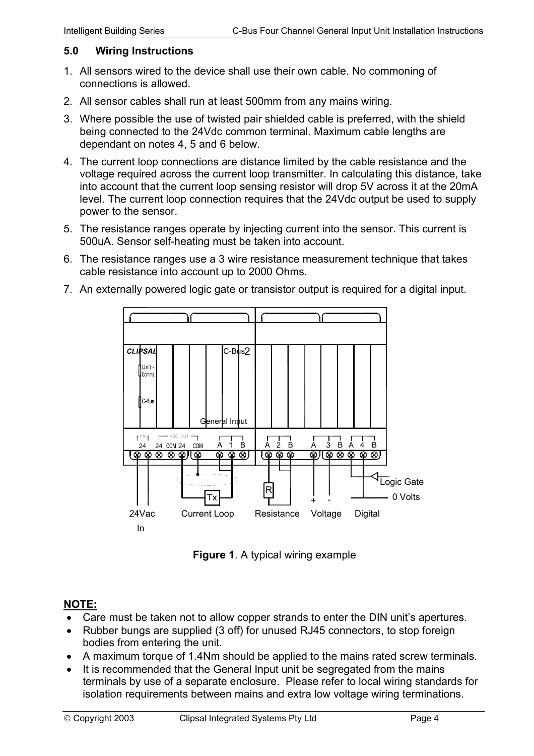## 5.0 Wiring Instructions

1. All sensors wired to the device shall use their own cable. No commoning of connections is allowed.
2. All sensor cables shall run at least 500mm from any mains wiring.
3. Where possible the use of twisted pair shielded cable is preferred, with the shield being connected to the 24Vdc common terminal. Maximum cable lengths are dependant on notes 4, 5 and 6 below.
4. The current loop connections are distance limited by the cable resistance and the voltage required across the current loop transmitter. In calculating this distance, take into account that the current loop sensing resistor will drop 5V across it at the 20mA level. The current loop connection requires that the 24Vdc output be used to supply power to the sensor.
5. The resistance ranges operate by injecting current into the sensor. This current is 500uA. Sensor self-heating must be taken into account.
6. The resistance ranges use a 3 wire resistance measurement technique that takes cable resistance into account up to 2000 Ohms.
7. An externally powered logic gate or transistor output is required for a digital input.

CLIPSAL C-Bus2 Unit - Comms C-Bus General Input

VIN 24 24 | VDC OUT COM 24 COM | A 1 B | A 2 B | A 3 B | A 4 B

Tx R + - Logic Gate 0 Volts

24Vac In | Current Loop | Resistance | Voltage | Digital

**Figure 1**. A typical wiring example

**NOTE:**

- Care must be taken not to allow copper strands to enter the DIN unit's apertures.
- Rubber bungs are supplied (3 off) for unused RJ45 connectors, to stop foreign bodies from entering the unit.
- A maximum torque of 1.4Nm should be applied to the mains rated screw terminals.
- It is recommended that the General Input unit be segregated from the mains terminals by use of a separate enclosure. Please refer to local wiring standards for isolation requirements between mains and extra low voltage wiring terminations.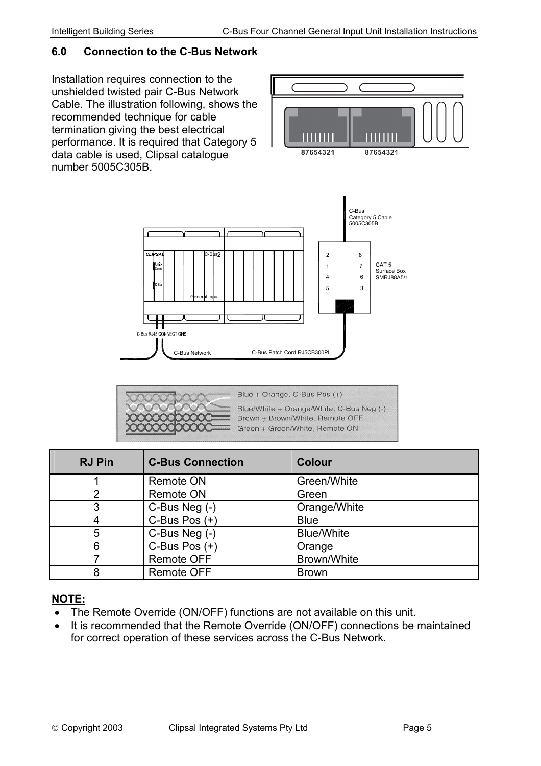## 6.0 Connection to the C-Bus Network

Installation requires connection to the unshielded twisted pair C-Bus Network Cable. The illustration following, shows the recommended technique for cable termination giving the best electrical performance. It is required that Category 5 data cable is used, Clipsal catalogue number 5005C305B.

| RJ Pin | C-Bus Connection | Colour |
|---|---|---|
| 1 | Remote ON | Green/White |
| 2 | Remote ON | Green |
| 3 | C-Bus Neg (-) | Orange/White |
| 4 | C-Bus Pos (+) | Blue |
| 5 | C-Bus Neg (-) | Blue/White |
| 6 | C-Bus Pos (+) | Orange |
| 7 | Remote OFF | Brown/White |
| 8 | Remote OFF | Brown |

**NOTE:**

- The Remote Override (ON/OFF) functions are not available on this unit.
- It is recommended that the Remote Override (ON/OFF) connections be maintained for correct operation of these services across the C-Bus Network.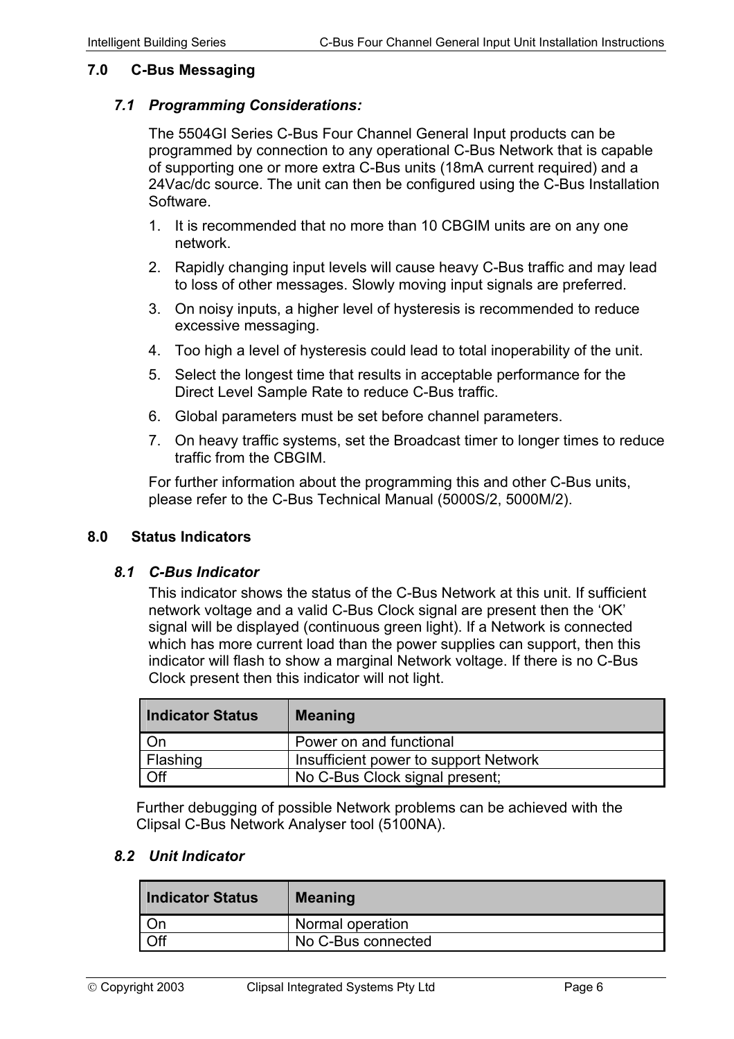## 7.0 C-Bus Messaging

### *7.1 Programming Considerations:*

The 5504GI Series C-Bus Four Channel General Input products can be programmed by connection to any operational C-Bus Network that is capable of supporting one or more extra C-Bus units (18mA current required) and a 24Vac/dc source. The unit can then be configured using the C-Bus Installation Software.

1. It is recommended that no more than 10 CBGIM units are on any one network.
2. Rapidly changing input levels will cause heavy C-Bus traffic and may lead to loss of other messages. Slowly moving input signals are preferred.
3. On noisy inputs, a higher level of hysteresis is recommended to reduce excessive messaging.
4. Too high a level of hysteresis could lead to total inoperability of the unit.
5. Select the longest time that results in acceptable performance for the Direct Level Sample Rate to reduce C-Bus traffic.
6. Global parameters must be set before channel parameters.
7. On heavy traffic systems, set the Broadcast timer to longer times to reduce traffic from the CBGIM.

For further information about the programming this and other C-Bus units, please refer to the C-Bus Technical Manual (5000S/2, 5000M/2).

## 8.0 Status Indicators

### *8.1 C-Bus Indicator*

This indicator shows the status of the C-Bus Network at this unit. If sufficient network voltage and a valid C-Bus Clock signal are present then the ‘OK’ signal will be displayed (continuous green light). If a Network is connected which has more current load than the power supplies can support, then this indicator will flash to show a marginal Network voltage. If there is no C-Bus Clock present then this indicator will not light.

| Indicator Status | Meaning |
|---|---|
| On | Power on and functional |
| Flashing | Insufficient power to support Network |
| Off | No C-Bus Clock signal present; |

Further debugging of possible Network problems can be achieved with the Clipsal C-Bus Network Analyser tool (5100NA).

### *8.2 Unit Indicator*

| Indicator Status | Meaning |
|---|---|
| On | Normal operation |
| Off | No C-Bus connected |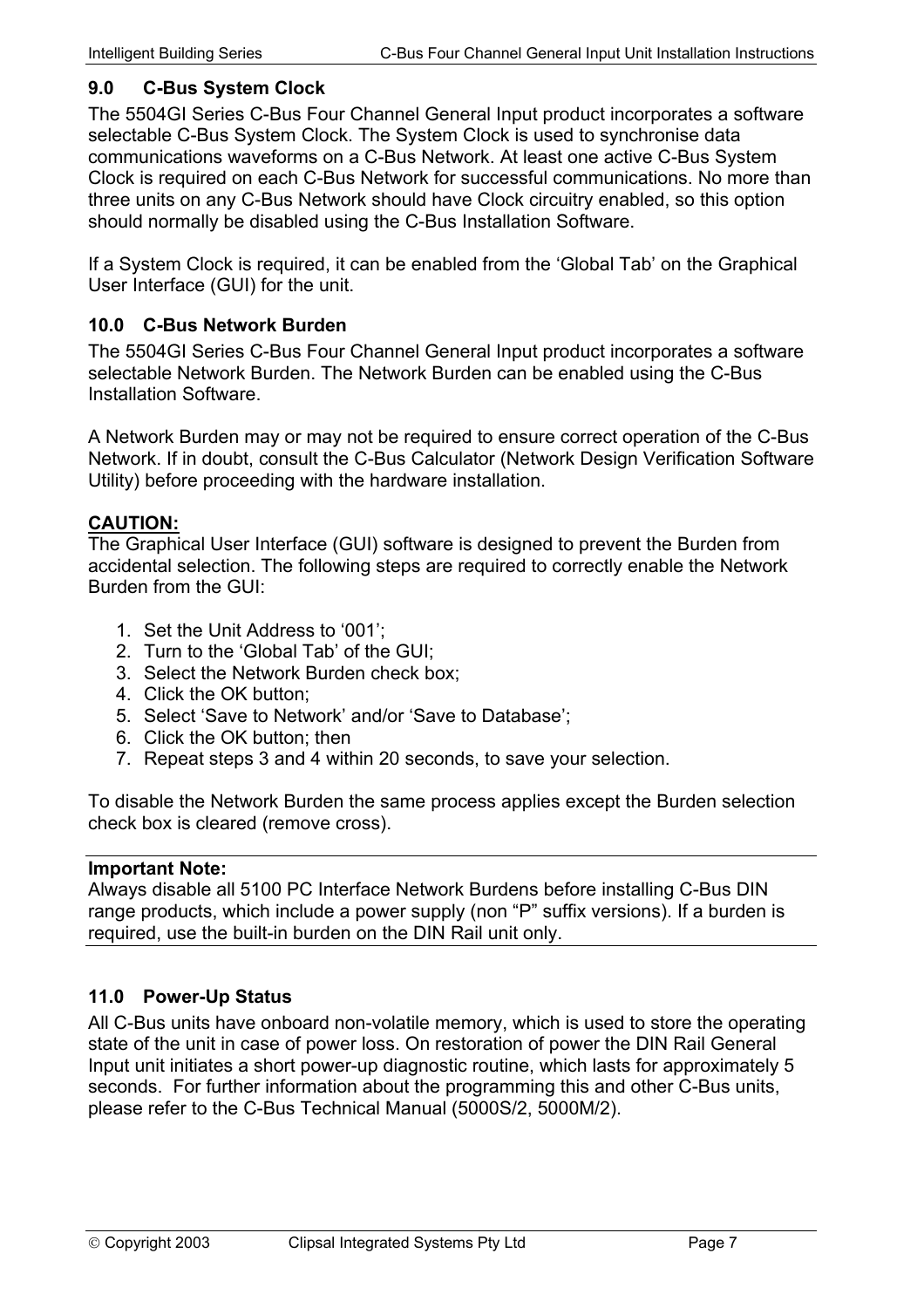## 9.0 C-Bus System Clock

The 5504GI Series C-Bus Four Channel General Input product incorporates a software selectable C-Bus System Clock. The System Clock is used to synchronise data communications waveforms on a C-Bus Network. At least one active C-Bus System Clock is required on each C-Bus Network for successful communications. No more than three units on any C-Bus Network should have Clock circuitry enabled, so this option should normally be disabled using the C-Bus Installation Software.

If a System Clock is required, it can be enabled from the 'Global Tab' on the Graphical User Interface (GUI) for the unit.

## 10.0 C-Bus Network Burden

The 5504GI Series C-Bus Four Channel General Input product incorporates a software selectable Network Burden. The Network Burden can be enabled using the C-Bus Installation Software.

A Network Burden may or may not be required to ensure correct operation of the C-Bus Network. If in doubt, consult the C-Bus Calculator (Network Design Verification Software Utility) before proceeding with the hardware installation.

**CAUTION:**
The Graphical User Interface (GUI) software is designed to prevent the Burden from accidental selection. The following steps are required to correctly enable the Network Burden from the GUI:

1. Set the Unit Address to '001';
2. Turn to the 'Global Tab' of the GUI;
3. Select the Network Burden check box;
4. Click the OK button;
5. Select 'Save to Network' and/or 'Save to Database';
6. Click the OK button; then
7. Repeat steps 3 and 4 within 20 seconds, to save your selection.

To disable the Network Burden the same process applies except the Burden selection check box is cleared (remove cross).

**Important Note:**
Always disable all 5100 PC Interface Network Burdens before installing C-Bus DIN range products, which include a power supply (non "P" suffix versions). If a burden is required, use the built-in burden on the DIN Rail unit only.

## 11.0 Power-Up Status

All C-Bus units have onboard non-volatile memory, which is used to store the operating state of the unit in case of power loss. On restoration of power the DIN Rail General Input unit initiates a short power-up diagnostic routine, which lasts for approximately 5 seconds. For further information about the programming this and other C-Bus units, please refer to the C-Bus Technical Manual (5000S/2, 5000M/2).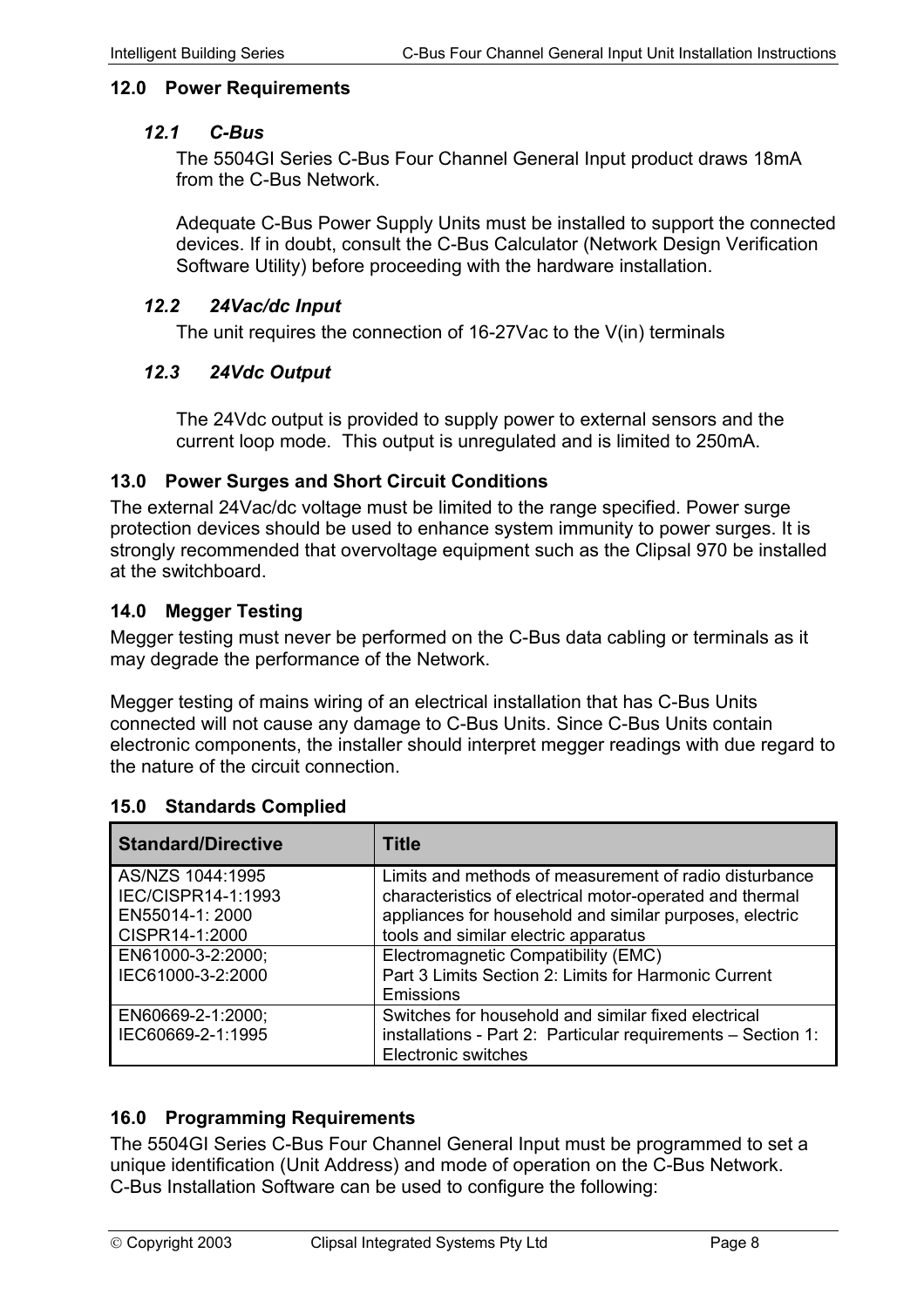## 12.0 Power Requirements

### *12.1 C-Bus*

The 5504GI Series C-Bus Four Channel General Input product draws 18mA from the C-Bus Network.

Adequate C-Bus Power Supply Units must be installed to support the connected devices. If in doubt, consult the C-Bus Calculator (Network Design Verification Software Utility) before proceeding with the hardware installation.

### *12.2 24Vac/dc Input*

The unit requires the connection of 16-27Vac to the V(in) terminals

### *12.3 24Vdc Output*

The 24Vdc output is provided to supply power to external sensors and the current loop mode. This output is unregulated and is limited to 250mA.

## 13.0 Power Surges and Short Circuit Conditions

The external 24Vac/dc voltage must be limited to the range specified. Power surge protection devices should be used to enhance system immunity to power surges. It is strongly recommended that overvoltage equipment such as the Clipsal 970 be installed at the switchboard.

## 14.0 Megger Testing

Megger testing must never be performed on the C-Bus data cabling or terminals as it may degrade the performance of the Network.

Megger testing of mains wiring of an electrical installation that has C-Bus Units connected will not cause any damage to C-Bus Units. Since C-Bus Units contain electronic components, the installer should interpret megger readings with due regard to the nature of the circuit connection.

## 15.0 Standards Complied

| Standard/Directive | Title |
|---|---|
| AS/NZS 1044:1995<br>IEC/CISPR14-1:1993<br>EN55014-1: 2000<br>CISPR14-1:2000 | Limits and methods of measurement of radio disturbance characteristics of electrical motor-operated and thermal appliances for household and similar purposes, electric tools and similar electric apparatus |
| EN61000-3-2:2000;<br>IEC61000-3-2:2000 | Electromagnetic Compatibility (EMC)<br>Part 3 Limits Section 2: Limits for Harmonic Current Emissions |
| EN60669-2-1:2000;<br>IEC60669-2-1:1995 | Switches for household and similar fixed electrical installations - Part 2: Particular requirements – Section 1: Electronic switches |

## 16.0 Programming Requirements

The 5504GI Series C-Bus Four Channel General Input must be programmed to set a unique identification (Unit Address) and mode of operation on the C-Bus Network. C-Bus Installation Software can be used to configure the following: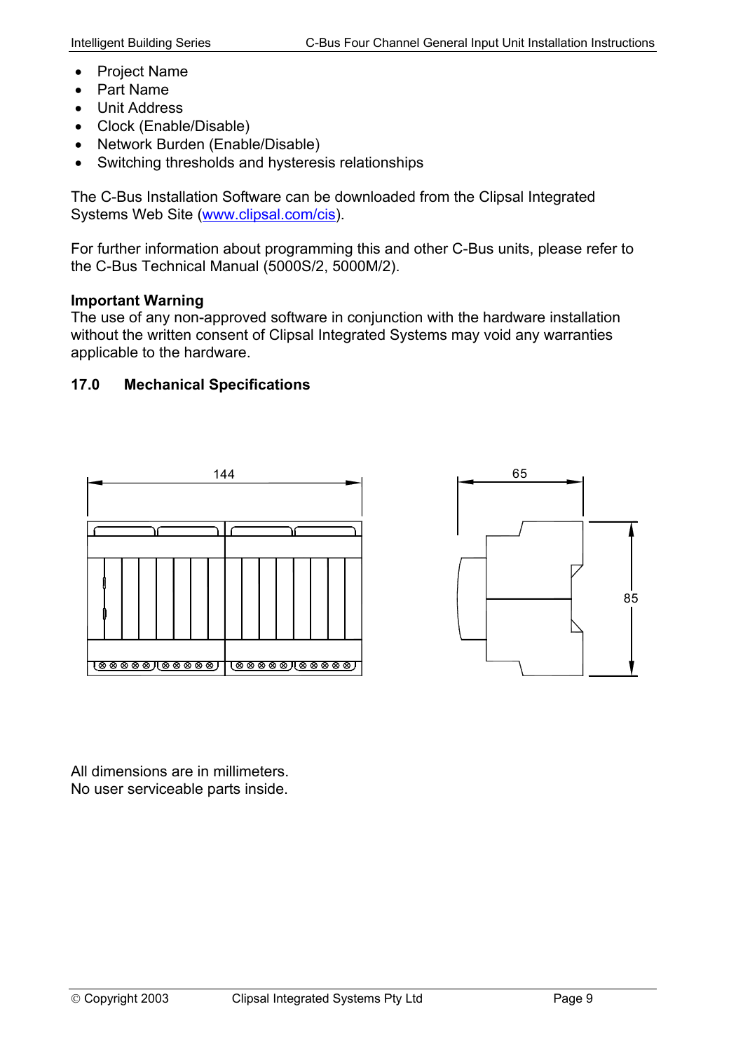- Project Name
- Part Name
- Unit Address
- Clock (Enable/Disable)
- Network Burden (Enable/Disable)
- Switching thresholds and hysteresis relationships

The C-Bus Installation Software can be downloaded from the Clipsal Integrated Systems Web Site (www.clipsal.com/cis).

For further information about programming this and other C-Bus units, please refer to the C-Bus Technical Manual (5000S/2, 5000M/2).

**Important Warning**
The use of any non-approved software in conjunction with the hardware installation without the written consent of Clipsal Integrated Systems may void any warranties applicable to the hardware.

## 17.0 Mechanical Specifications

All dimensions are in millimeters.
No user serviceable parts inside.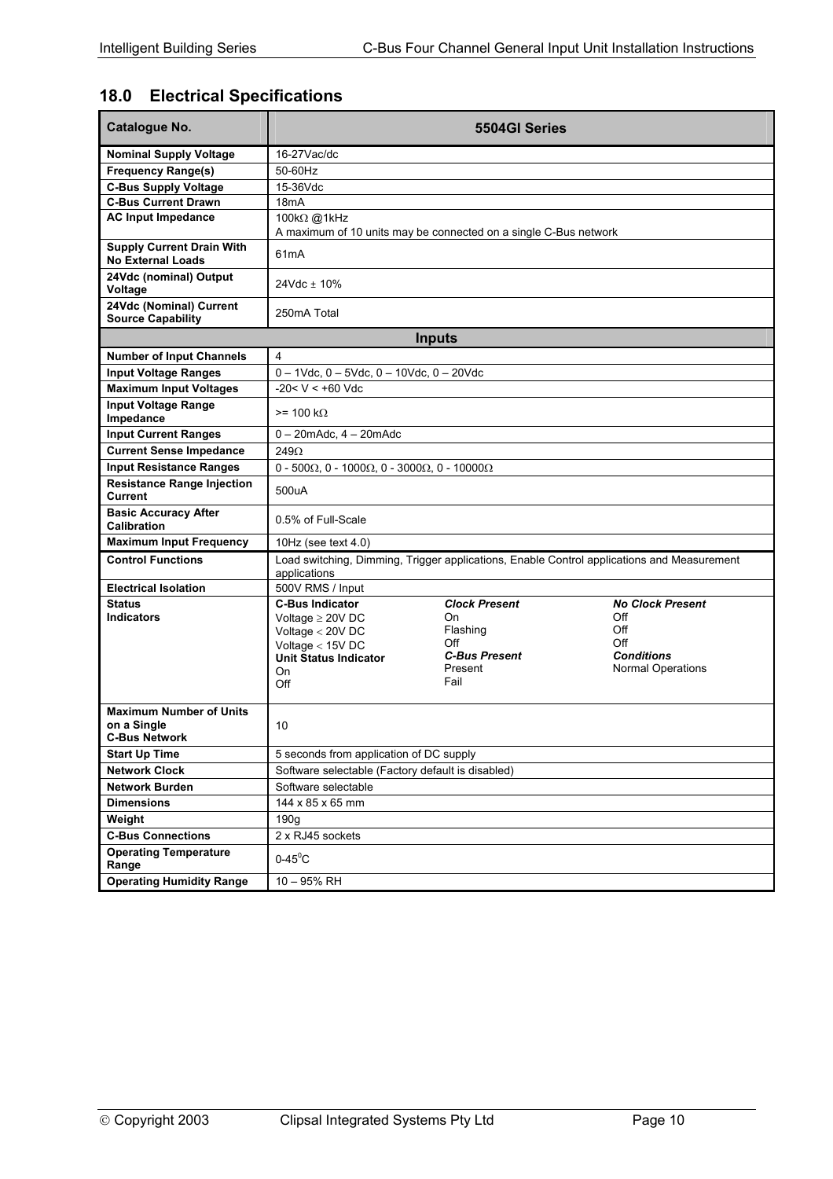## 18.0 Electrical Specifications

| Catalogue No. | 5504GI Series | | |
|---|---|---|---|
| **Nominal Supply Voltage** | 16-27Vac/dc | | |
| **Frequency Range(s)** | 50-60Hz | | |
| **C-Bus Supply Voltage** | 15-36Vdc | | |
| **C-Bus Current Drawn** | 18mA | | |
| **AC Input Impedance** | 100kΩ @1kHz<br>A maximum of 10 units may be connected on a single C-Bus network | | |
| **Supply Current Drain With No External Loads** | 61mA | | |
| **24Vdc (nominal) Output Voltage** | 24Vdc ± 10% | | |
| **24Vdc (Nominal) Current Source Capability** | 250mA Total | | |
| **Inputs** | | | |
| **Number of Input Channels** | 4 | | |
| **Input Voltage Ranges** | 0 – 1Vdc, 0 – 5Vdc, 0 – 10Vdc, 0 – 20Vdc | | |
| **Maximum Input Voltages** | -20< V < +60 Vdc | | |
| **Input Voltage Range Impedance** | >= 100 kΩ | | |
| **Input Current Ranges** | 0 – 20mAdc, 4 – 20mAdc | | |
| **Current Sense Impedance** | 249Ω | | |
| **Input Resistance Ranges** | 0 - 500Ω, 0 - 1000Ω, 0 - 3000Ω, 0 - 10000Ω | | |
| **Resistance Range Injection Current** | 500uA | | |
| **Basic Accuracy After Calibration** | 0.5% of Full-Scale | | |
| **Maximum Input Frequency** | 10Hz (see text 4.0) | | |
| **Control Functions** | Load switching, Dimming, Trigger applications, Enable Control applications and Measurement applications | | |
| **Electrical Isolation** | 500V RMS / Input | | |
| **Status Indicators** | **C-Bus Indicator** | ***Clock Present*** | ***No Clock Present*** |
| | Voltage ≥ 20V DC | On | Off |
| | Voltage < 20V DC | Flashing | Off |
| | Voltage < 15V DC | Off | Off |
| | **Unit Status Indicator** | ***C-Bus Present*** | ***Conditions*** |
| | On | Present | Normal Operations |
| | Off | Fail | |
| **Maximum Number of Units on a Single C-Bus Network** | 10 | | |
| **Start Up Time** | 5 seconds from application of DC supply | | |
| **Network Clock** | Software selectable (Factory default is disabled) | | |
| **Network Burden** | Software selectable | | |
| **Dimensions** | 144 x 85 x 65 mm | | |
| **Weight** | 190g | | |
| **C-Bus Connections** | 2 x RJ45 sockets | | |
| **Operating Temperature Range** | 0-45°C | | |
| **Operating Humidity Range** | 10 – 95% RH | | |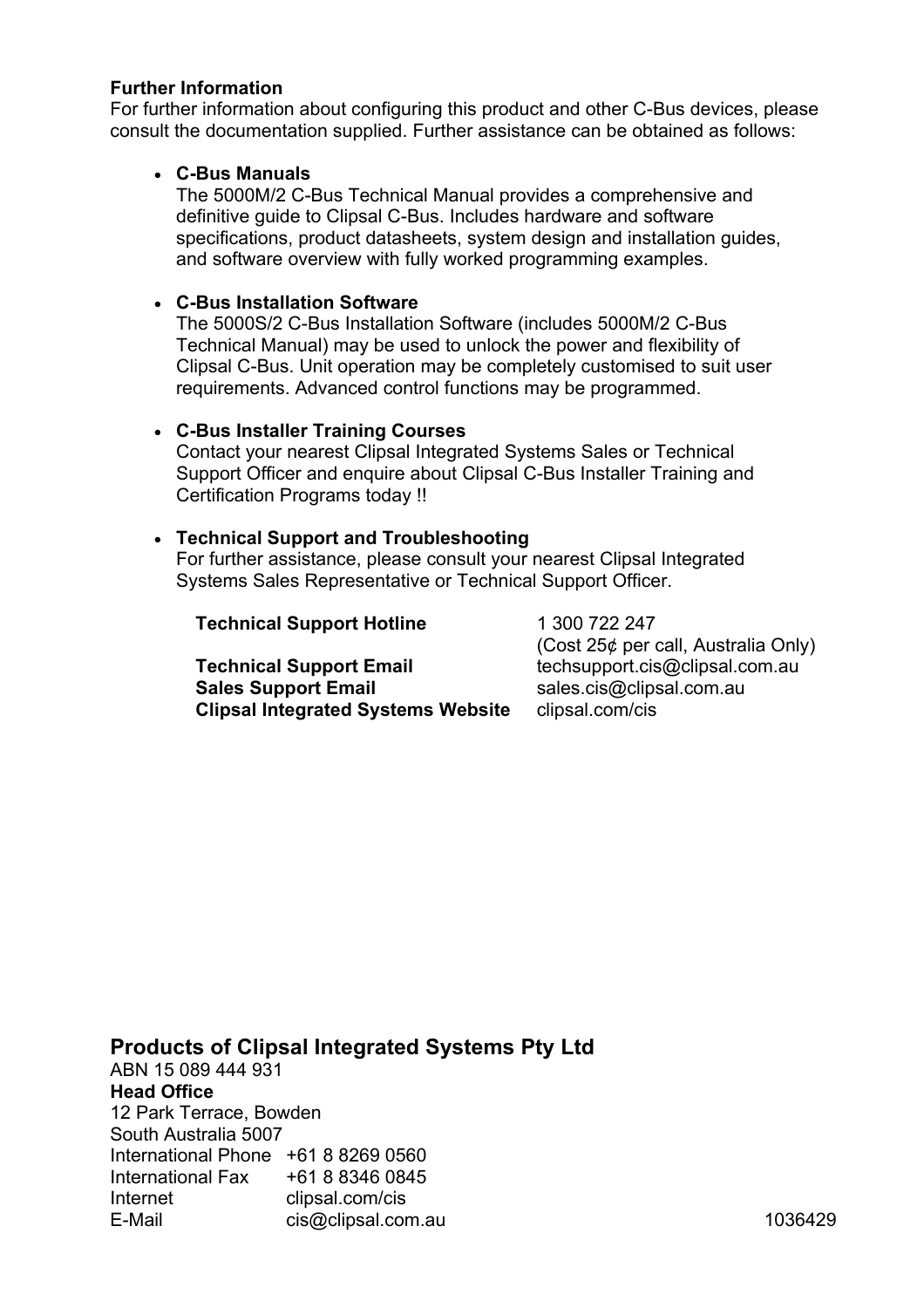**Further Information**

For further information about configuring this product and other C-Bus devices, please consult the documentation supplied. Further assistance can be obtained as follows:

- **C-Bus Manuals**
  The 5000M/2 C-Bus Technical Manual provides a comprehensive and definitive guide to Clipsal C-Bus. Includes hardware and software specifications, product datasheets, system design and installation guides, and software overview with fully worked programming examples.

- **C-Bus Installation Software**
  The 5000S/2 C-Bus Installation Software (includes 5000M/2 C-Bus Technical Manual) may be used to unlock the power and flexibility of Clipsal C-Bus. Unit operation may be completely customised to suit user requirements. Advanced control functions may be programmed.

- **C-Bus Installer Training Courses**
  Contact your nearest Clipsal Integrated Systems Sales or Technical Support Officer and enquire about Clipsal C-Bus Installer Training and Certification Programs today !!

- **Technical Support and Troubleshooting**
  For further assistance, please consult your nearest Clipsal Integrated Systems Sales Representative or Technical Support Officer.

| | |
|---|---|
| **Technical Support Hotline** | 1 300 722 247 (Cost 25¢ per call, Australia Only) |
| **Technical Support Email** | techsupport.cis@clipsal.com.au |
| **Sales Support Email** | sales.cis@clipsal.com.au |
| **Clipsal Integrated Systems Website** | clipsal.com/cis |

## Products of Clipsal Integrated Systems Pty Ltd

ABN 15 089 444 931

**Head Office**

12 Park Terrace, Bowden
South Australia 5007

| | |
|---|---|
| International Phone | +61 8 8269 0560 |
| International Fax | +61 8 8346 0845 |
| Internet | clipsal.com/cis |
| E-Mail | cis@clipsal.com.au |

1036429